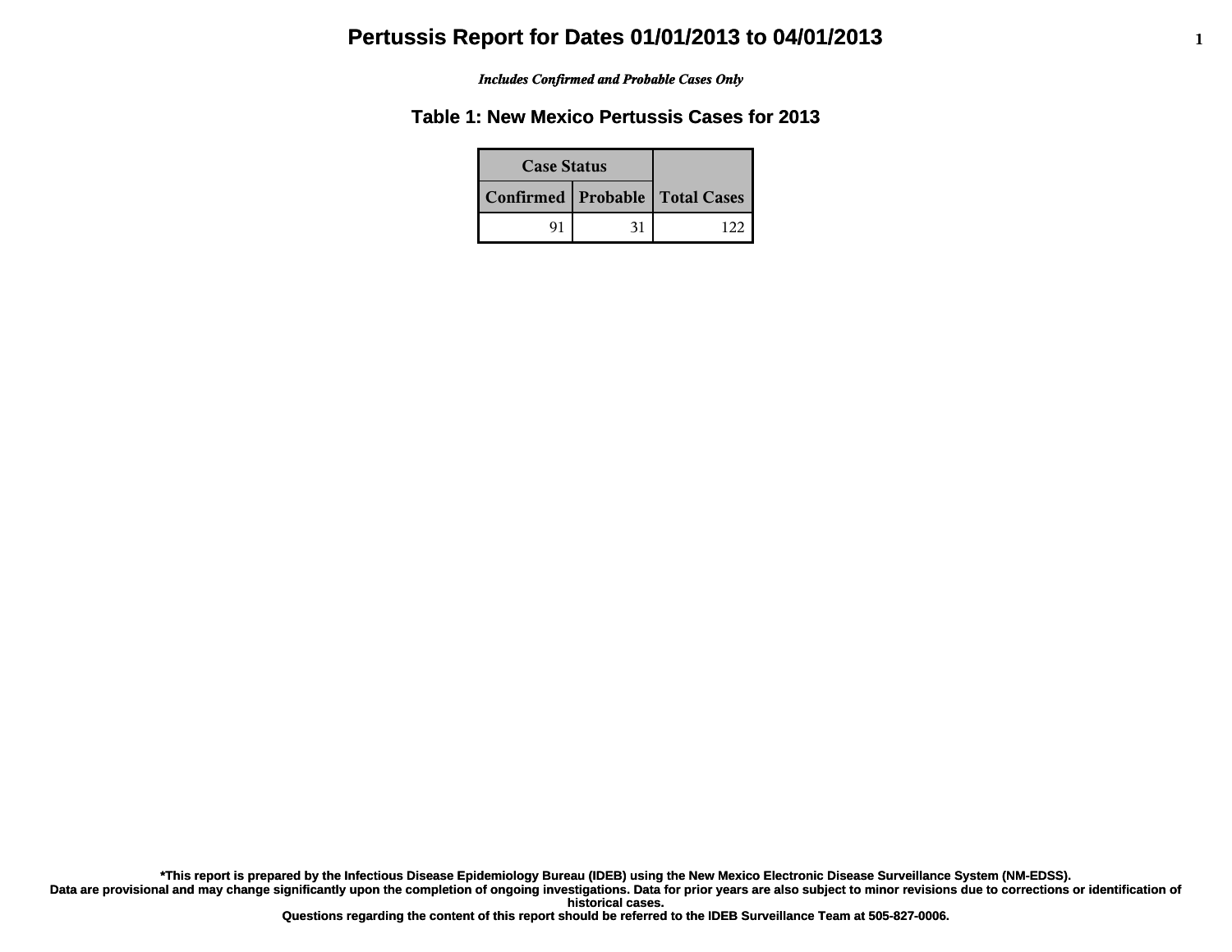# Pertussis Report for Dates 01/01/2013 to 04/01/2013

*Includes Confirmed and Probable Cases Only*

## Table 1: New Mexico Pertussis Cases for 2013

| Case Status | | Total Cases |
|---|---|---|
| Confirmed | Probable | |
| 91 | 31 | 122 |

**\*This report is prepared by the Infectious Disease Epidemiology Bureau (IDEB) using the New Mexico Electronic Disease Surveillance System (NM-EDSS).**
**Data are provisional and may change significantly upon the completion of ongoing investigations. Data for prior years are also subject to minor revisions due to corrections or identification of historical cases.**
**Questions regarding the content of this report should be referred to the IDEB Surveillance Team at 505-827-0006.**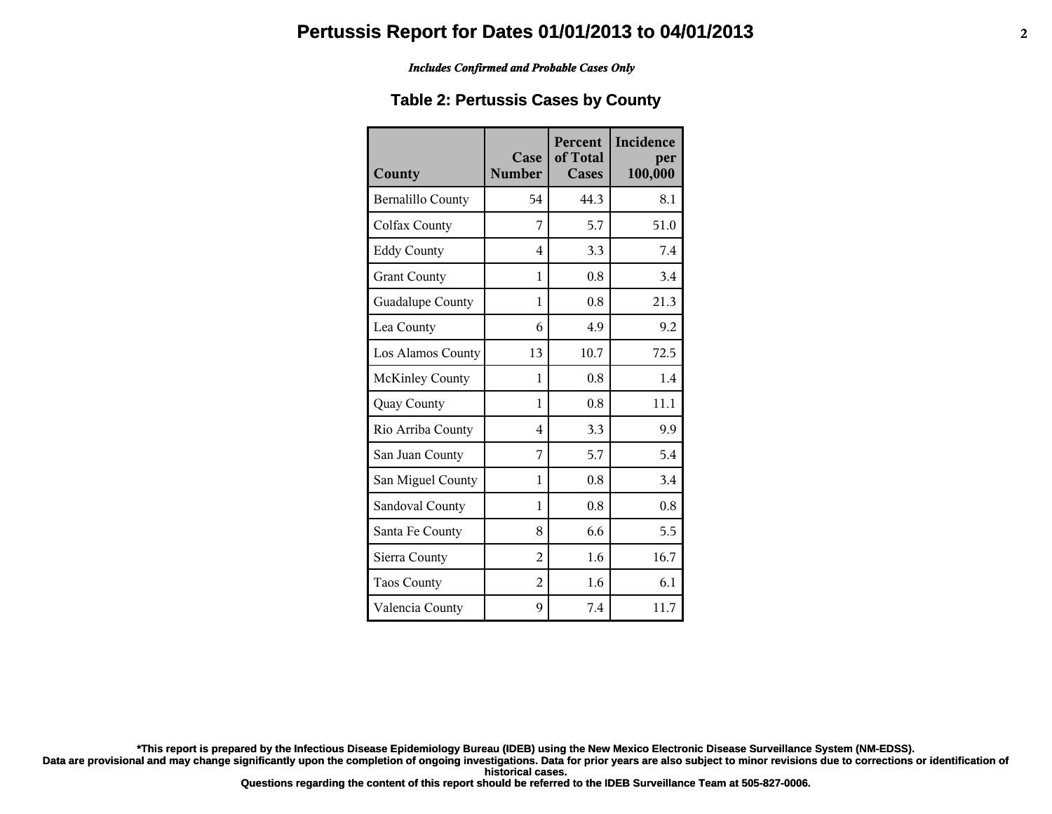# Pertussis Report for Dates 01/01/2013 to 04/01/2013

*Includes Confirmed and Probable Cases Only*

## Table 2: Pertussis Cases by County

| County | Case Number | Percent of Total Cases | Incidence per 100,000 |
|---|---|---|---|
| Bernalillo County | 54 | 44.3 | 8.1 |
| Colfax County | 7 | 5.7 | 51.0 |
| Eddy County | 4 | 3.3 | 7.4 |
| Grant County | 1 | 0.8 | 3.4 |
| Guadalupe County | 1 | 0.8 | 21.3 |
| Lea County | 6 | 4.9 | 9.2 |
| Los Alamos County | 13 | 10.7 | 72.5 |
| McKinley County | 1 | 0.8 | 1.4 |
| Quay County | 1 | 0.8 | 11.1 |
| Rio Arriba County | 4 | 3.3 | 9.9 |
| San Juan County | 7 | 5.7 | 5.4 |
| San Miguel County | 1 | 0.8 | 3.4 |
| Sandoval County | 1 | 0.8 | 0.8 |
| Santa Fe County | 8 | 6.6 | 5.5 |
| Sierra County | 2 | 1.6 | 16.7 |
| Taos County | 2 | 1.6 | 6.1 |
| Valencia County | 9 | 7.4 | 11.7 |

**\*This report is prepared by the Infectious Disease Epidemiology Bureau (IDEB) using the New Mexico Electronic Disease Surveillance System (NM-EDSS). Data are provisional and may change significantly upon the completion of ongoing investigations. Data for prior years are also subject to minor revisions due to corrections or identification of historical cases. Questions regarding the content of this report should be referred to the IDEB Surveillance Team at 505-827-0006.**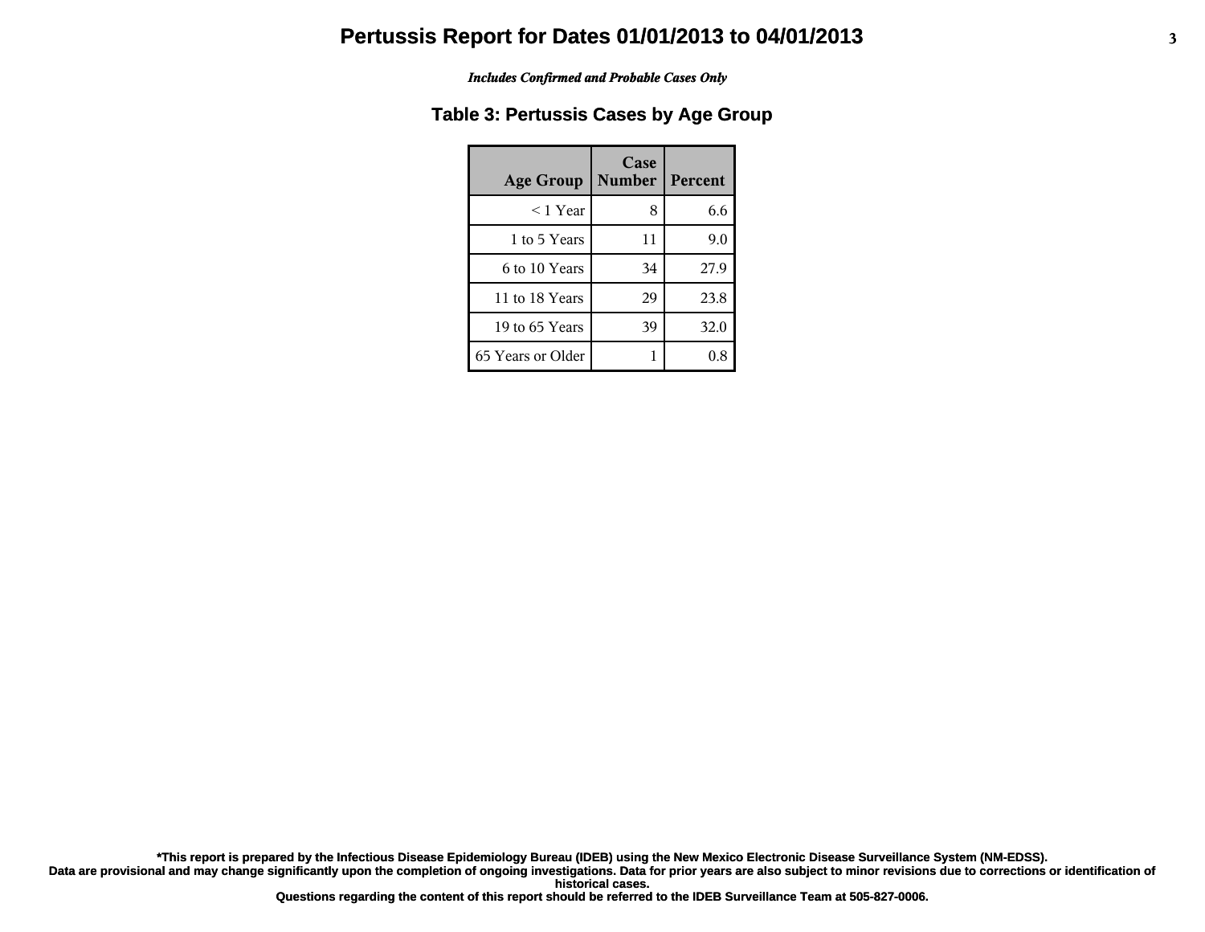# Pertussis Report for Dates 01/01/2013 to 04/01/2013

*Includes Confirmed and Probable Cases Only*

## Table 3: Pertussis Cases by Age Group

| Age Group | Case Number | Percent |
|---|---|---|
| < 1 Year | 8 | 6.6 |
| 1 to 5 Years | 11 | 9.0 |
| 6 to 10 Years | 34 | 27.9 |
| 11 to 18 Years | 29 | 23.8 |
| 19 to 65 Years | 39 | 32.0 |
| 65 Years or Older | 1 | 0.8 |

**\*This report is prepared by the Infectious Disease Epidemiology Bureau (IDEB) using the New Mexico Electronic Disease Surveillance System (NM-EDSS).**
**Data are provisional and may change significantly upon the completion of ongoing investigations. Data for prior years are also subject to minor revisions due to corrections or identification of historical cases.**
**Questions regarding the content of this report should be referred to the IDEB Surveillance Team at 505-827-0006.**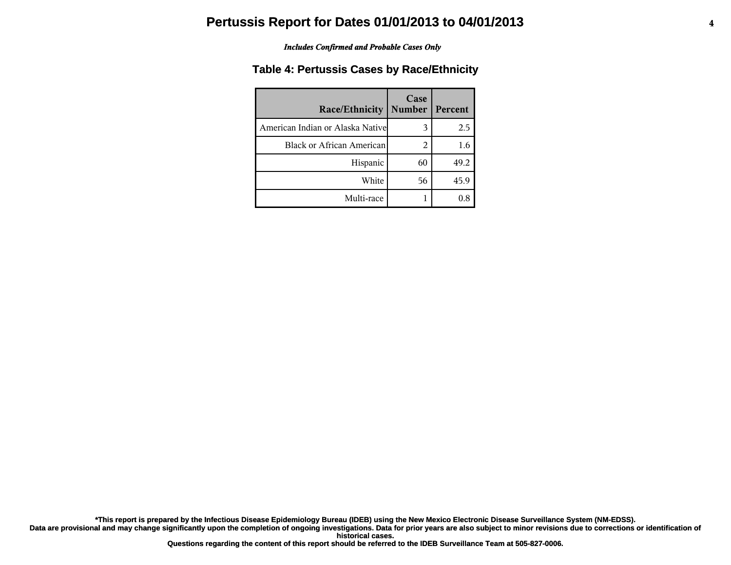# Pertussis Report for Dates 01/01/2013 to 04/01/2013

*Includes Confirmed and Probable Cases Only*

## Table 4: Pertussis Cases by Race/Ethnicity

| Race/Ethnicity | Case Number | Percent |
|---|---|---|
| American Indian or Alaska Native | 3 | 2.5 |
| Black or African American | 2 | 1.6 |
| Hispanic | 60 | 49.2 |
| White | 56 | 45.9 |
| Multi-race | 1 | 0.8 |

**\*This report is prepared by the Infectious Disease Epidemiology Bureau (IDEB) using the New Mexico Electronic Disease Surveillance System (NM-EDSS).**
**Data are provisional and may change significantly upon the completion of ongoing investigations. Data for prior years are also subject to minor revisions due to corrections or identification of historical cases.**
**Questions regarding the content of this report should be referred to the IDEB Surveillance Team at 505-827-0006.**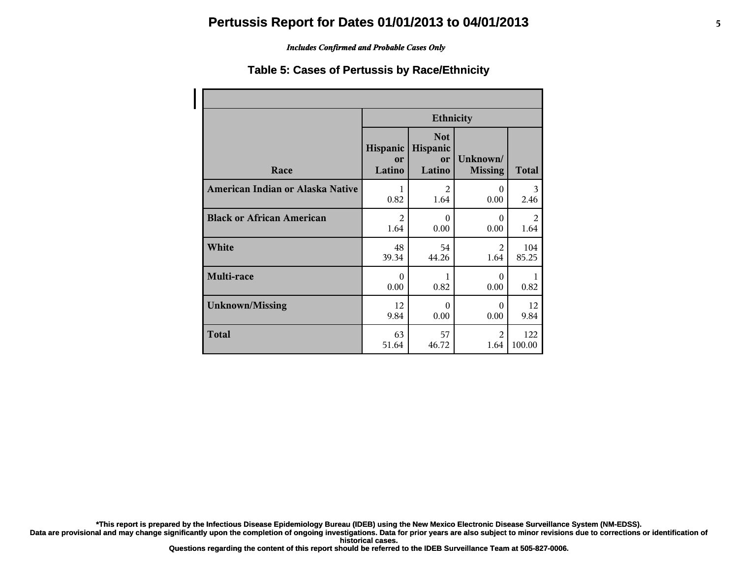# Pertussis Report for Dates 01/01/2013 to 04/01/2013

*Includes Confirmed and Probable Cases Only*

## Table 5: Cases of Pertussis by Race/Ethnicity

| Race | Ethnicity | | | |
|---|---|---|---|---|
| | Hispanic or Latino | Not Hispanic or Latino | Unknown/ Missing | Total |
| American Indian or Alaska Native | 1<br>0.82 | 2<br>1.64 | 0<br>0.00 | 3<br>2.46 |
| Black or African American | 2<br>1.64 | 0<br>0.00 | 0<br>0.00 | 2<br>1.64 |
| White | 48<br>39.34 | 54<br>44.26 | 2<br>1.64 | 104<br>85.25 |
| Multi-race | 0<br>0.00 | 1<br>0.82 | 0<br>0.00 | 1<br>0.82 |
| Unknown/Missing | 12<br>9.84 | 0<br>0.00 | 0<br>0.00 | 12<br>9.84 |
| Total | 63<br>51.64 | 57<br>46.72 | 2<br>1.64 | 122<br>100.00 |

**\*This report is prepared by the Infectious Disease Epidemiology Bureau (IDEB) using the New Mexico Electronic Disease Surveillance System (NM-EDSS).**
**Data are provisional and may change significantly upon the completion of ongoing investigations. Data for prior years are also subject to minor revisions due to corrections or identification of historical cases.**
**Questions regarding the content of this report should be referred to the IDEB Surveillance Team at 505-827-0006.**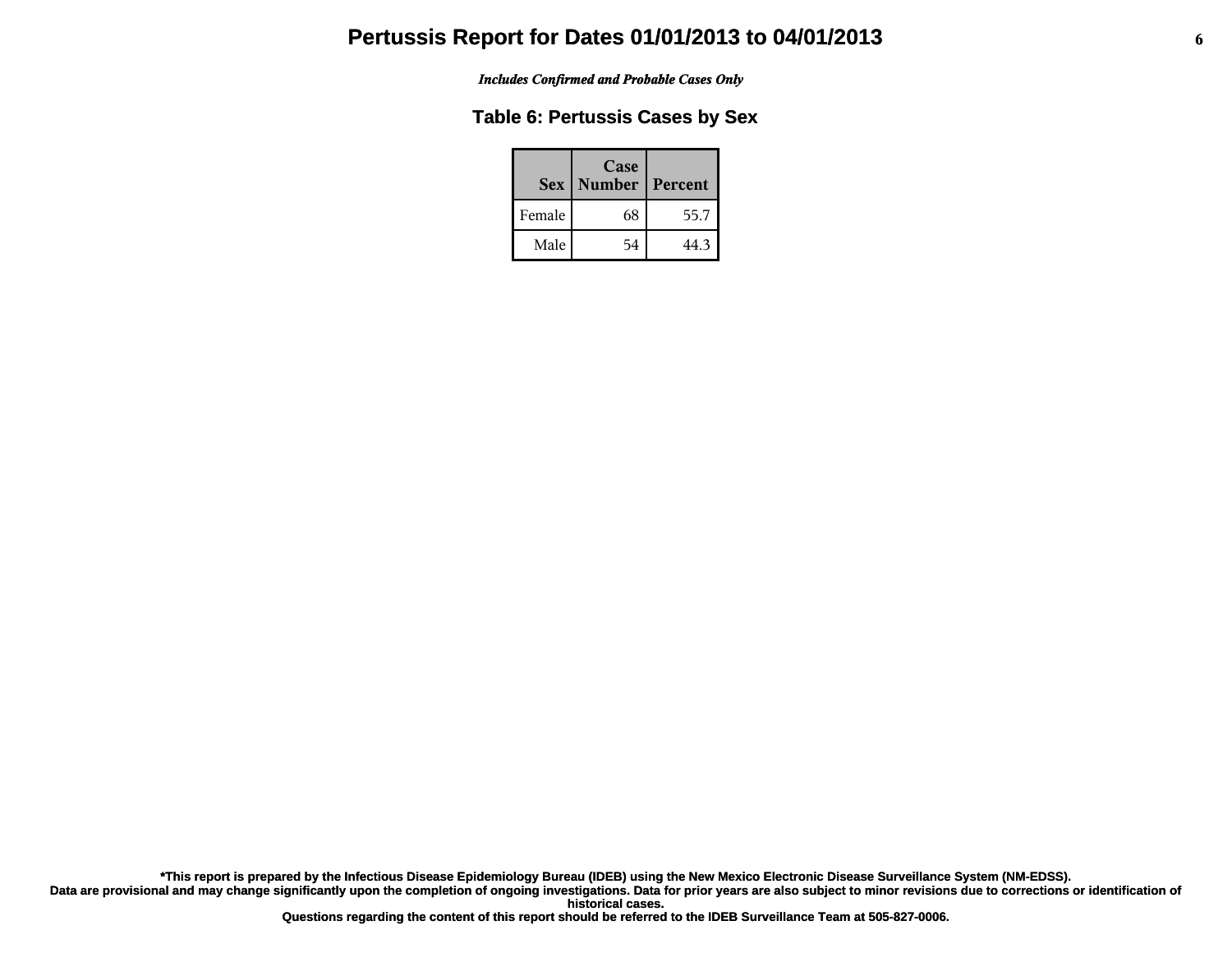# Pertussis Report for Dates 01/01/2013 to 04/01/2013

*Includes Confirmed and Probable Cases Only*

## Table 6: Pertussis Cases by Sex

| Sex | Case Number | Percent |
| --- | --- | --- |
| Female | 68 | 55.7 |
| Male | 54 | 44.3 |

**\*This report is prepared by the Infectious Disease Epidemiology Bureau (IDEB) using the New Mexico Electronic Disease Surveillance System (NM-EDSS).**
**Data are provisional and may change significantly upon the completion of ongoing investigations. Data for prior years are also subject to minor revisions due to corrections or identification of historical cases.**
**Questions regarding the content of this report should be referred to the IDEB Surveillance Team at 505-827-0006.**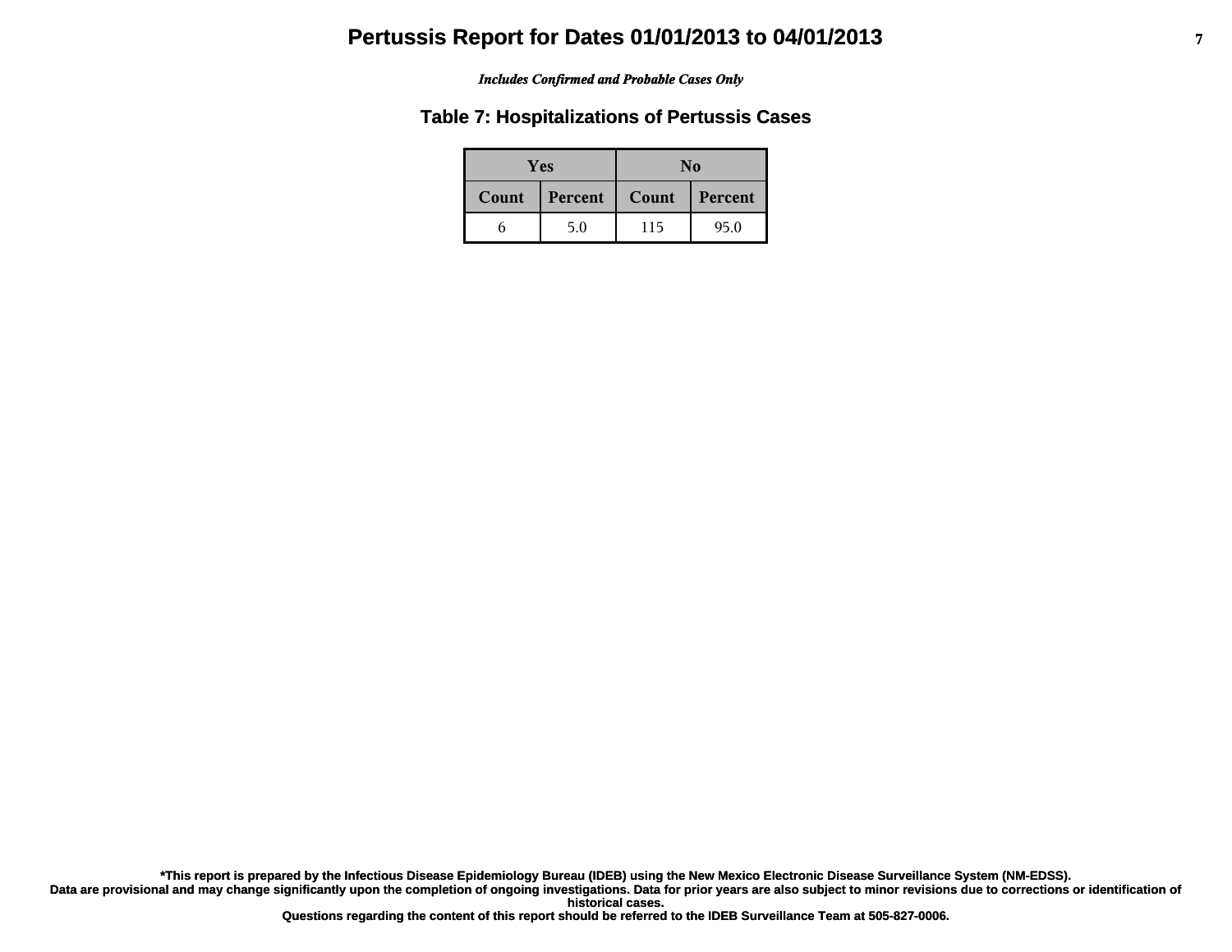# Pertussis Report for Dates 01/01/2013 to 04/01/2013

*Includes Confirmed and Probable Cases Only*

## Table 7: Hospitalizations of Pertussis Cases

| Yes | | No | |
|---|---|---|---|
| Count | Percent | Count | Percent |
| 6 | 5.0 | 115 | 95.0 |

**\*This report is prepared by the Infectious Disease Epidemiology Bureau (IDEB) using the New Mexico Electronic Disease Surveillance System (NM-EDSS).**
**Data are provisional and may change significantly upon the completion of ongoing investigations. Data for prior years are also subject to minor revisions due to corrections or identification of historical cases.**
**Questions regarding the content of this report should be referred to the IDEB Surveillance Team at 505-827-0006.**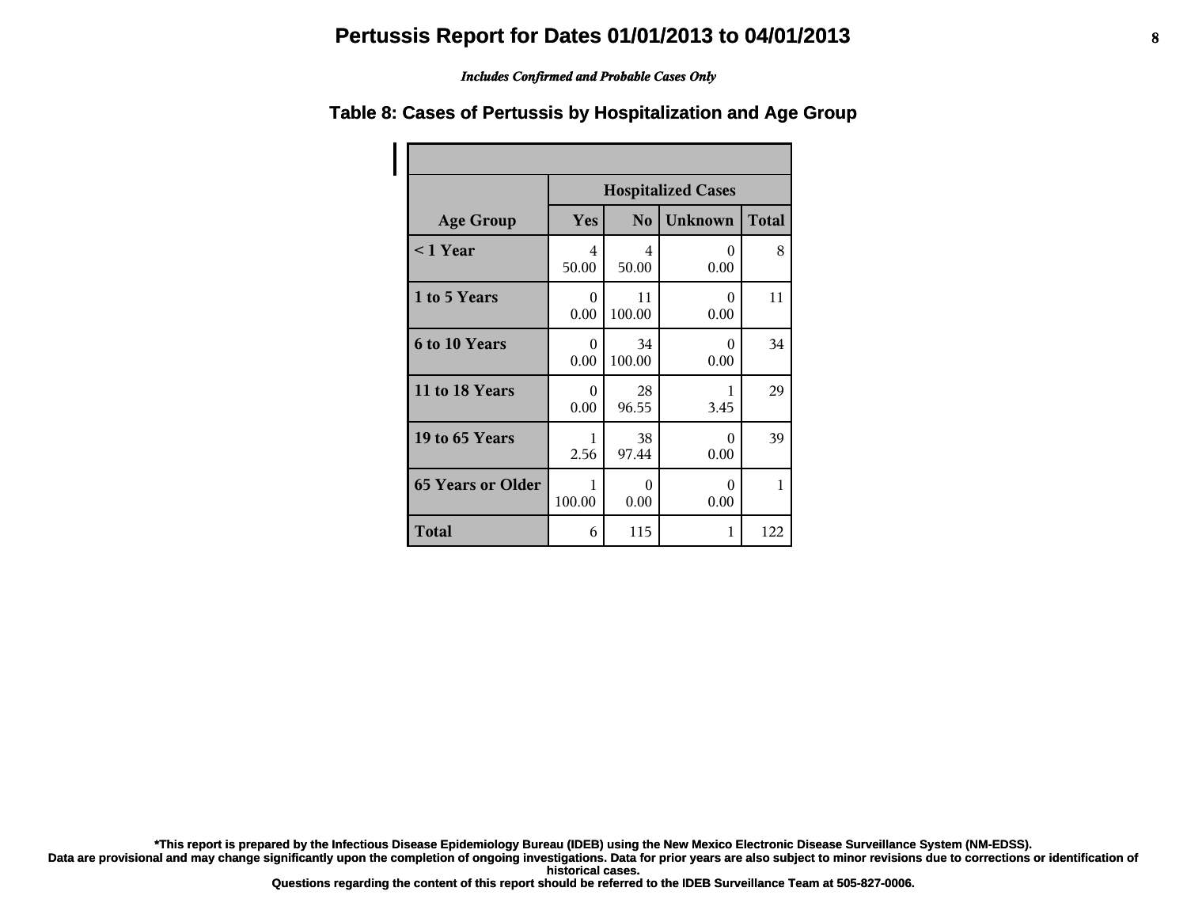# Pertussis Report for Dates 01/01/2013 to 04/01/2013

*Includes Confirmed and Probable Cases Only*

## Table 8: Cases of Pertussis by Hospitalization and Age Group

| | Hospitalized Cases | | | |
|---|---|---|---|---|
| **Age Group** | **Yes** | **No** | **Unknown** | **Total** |
| **< 1 Year** | 4<br>50.00 | 4<br>50.00 | 0<br>0.00 | 8 |
| **1 to 5 Years** | 0<br>0.00 | 11<br>100.00 | 0<br>0.00 | 11 |
| **6 to 10 Years** | 0<br>0.00 | 34<br>100.00 | 0<br>0.00 | 34 |
| **11 to 18 Years** | 0<br>0.00 | 28<br>96.55 | 1<br>3.45 | 29 |
| **19 to 65 Years** | 1<br>2.56 | 38<br>97.44 | 0<br>0.00 | 39 |
| **65 Years or Older** | 1<br>100.00 | 0<br>0.00 | 0<br>0.00 | 1 |
| **Total** | 6 | 115 | 1 | 122 |

**\*This report is prepared by the Infectious Disease Epidemiology Bureau (IDEB) using the New Mexico Electronic Disease Surveillance System (NM-EDSS).**
**Data are provisional and may change significantly upon the completion of ongoing investigations. Data for prior years are also subject to minor revisions due to corrections or identification of historical cases.**
**Questions regarding the content of this report should be referred to the IDEB Surveillance Team at 505-827-0006.**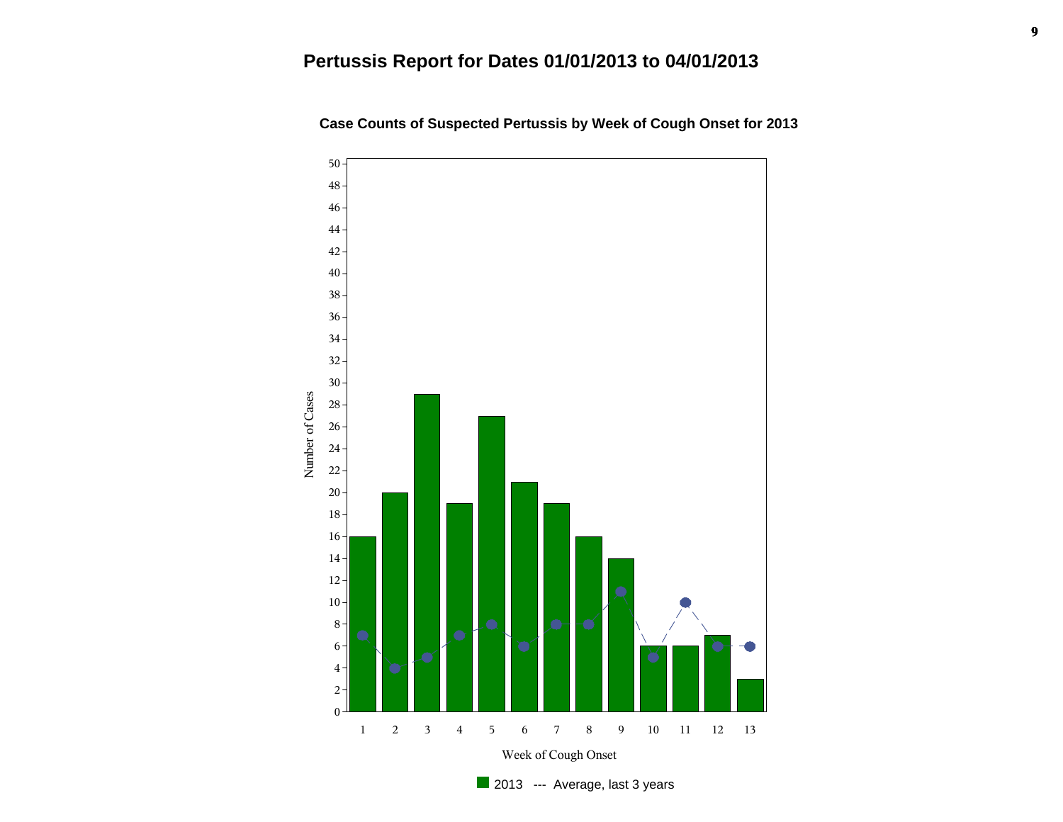# Pertussis Report for Dates 01/01/2013 to 04/01/2013

**Case Counts of Suspected Pertussis by Week of Cough Onset for 2013**

Number of Cases

50
48
46
44
42
40
38
36
34
32
30
28
26
24
22
20
18
16
14
12
10
8
6
4
2
0

1 2 3 4 5 6 7 8 9 10 11 12 13

Week of Cough Onset

2013 --- Average, last 3 years